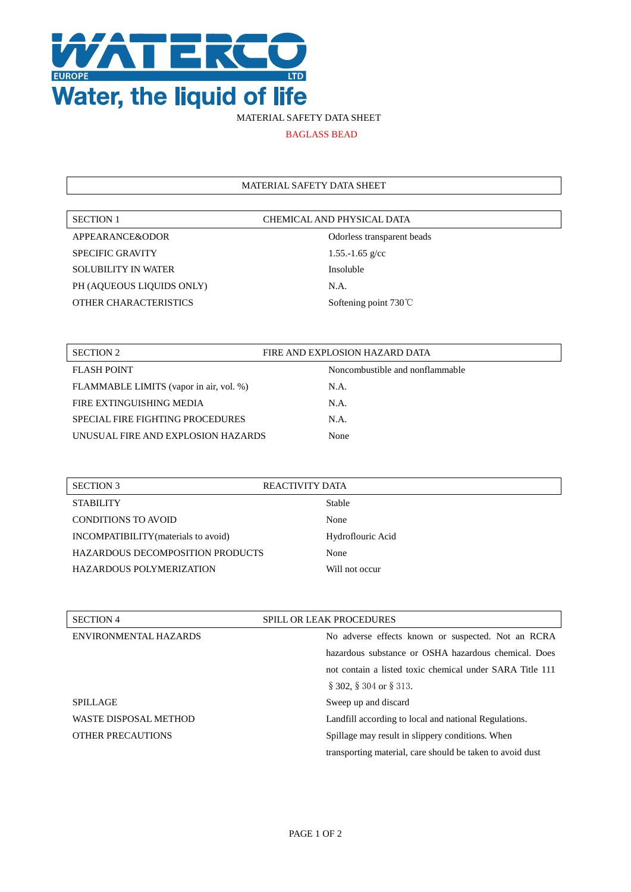WATERCO EUROPE LTD

Water, the liquid of life

MATERIAL SAFETY DATA SHEET

BAGLASS BEAD

# MATERIAL SAFETY DATA SHEET

| SECTION 1 | CHEMICAL AND PHYSICAL DATA |
|---|---|
| APPEARANCE&ODOR | Odorless transparent beads |
| SPECIFIC GRAVITY | 1.55.-1.65 g/cc |
| SOLUBILITY IN WATER | Insoluble |
| PH (AQUEOUS LIQUIDS ONLY) | N.A. |
| OTHER CHARACTERISTICS | Softening point 730℃ |

| SECTION 2 | FIRE AND EXPLOSION HAZARD DATA |
|---|---|
| FLASH POINT | Noncombustible and nonflammable |
| FLAMMABLE LIMITS (vapor in air, vol. %) | N.A. |
| FIRE EXTINGUISHING MEDIA | N.A. |
| SPECIAL FIRE FIGHTING PROCEDURES | N.A. |
| UNUSUAL FIRE AND EXPLOSION HAZARDS | None |

| SECTION 3 | REACTIVITY DATA |
|---|---|
| STABILITY | Stable |
| CONDITIONS TO AVOID | None |
| INCOMPATIBILITY(materials to avoid) | Hydroflouric Acid |
| HAZARDOUS DECOMPOSITION PRODUCTS | None |
| HAZARDOUS POLYMERIZATION | Will not occur |

| SECTION 4 | SPILL OR LEAK PROCEDURES |
|---|---|
| ENVIRONMENTAL HAZARDS | No adverse effects known or suspected. Not an RCRA hazardous substance or OSHA hazardous chemical. Does not contain a listed toxic chemical under SARA Title 111 § 302, § 304 or § 313. |
| SPILLAGE | Sweep up and discard |
| WASTE DISPOSAL METHOD | Landfill according to local and national Regulations. |
| OTHER PRECAUTIONS | Spillage may result in slippery conditions. When transporting material, care should be taken to avoid dust |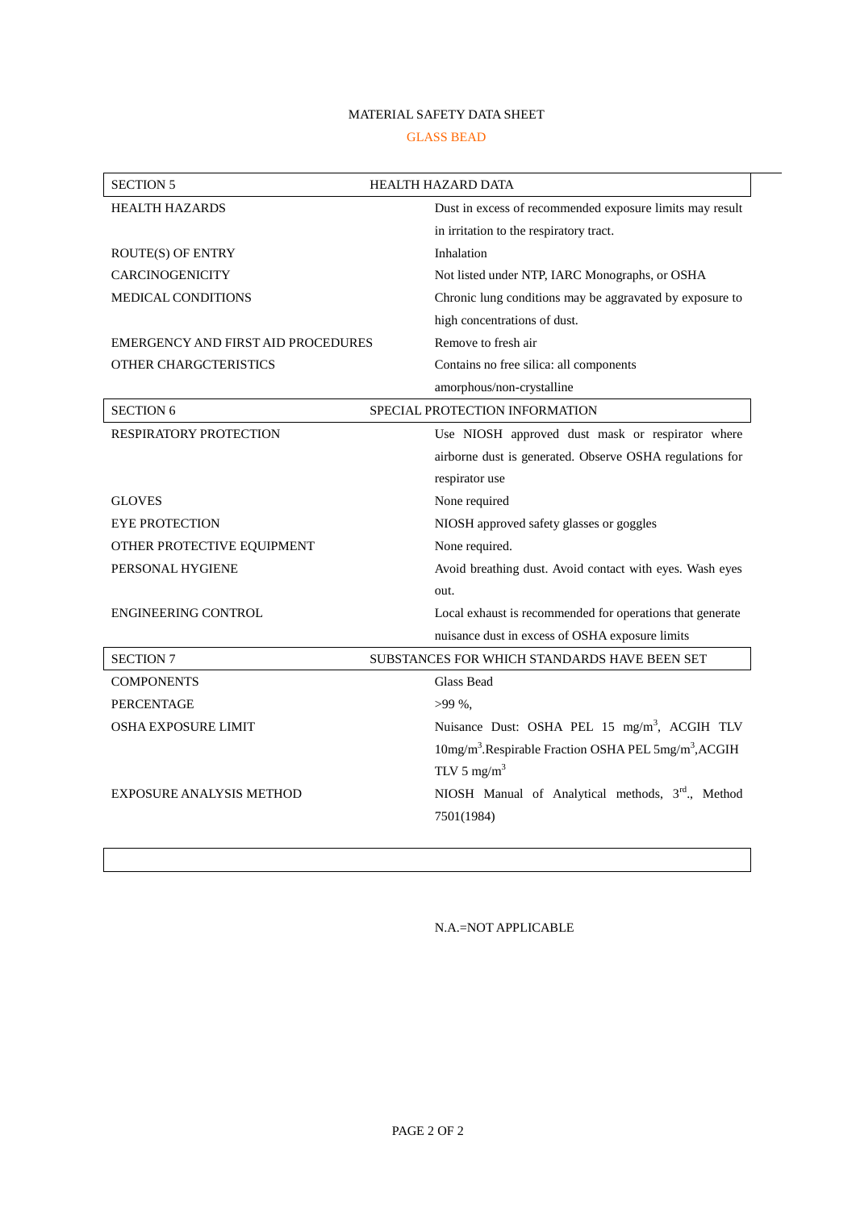MATERIAL SAFETY DATA SHEET

GLASS BEAD

| SECTION 5 | HEALTH HAZARD DATA |
|---|---|
| HEALTH HAZARDS | Dust in excess of recommended exposure limits may result in irritation to the respiratory tract. |
| ROUTE(S) OF ENTRY | Inhalation |
| CARCINOGENICITY | Not listed under NTP, IARC Monographs, or OSHA |
| MEDICAL CONDITIONS | Chronic lung conditions may be aggravated by exposure to high concentrations of dust. |
| EMERGENCY AND FIRST AID PROCEDURES | Remove to fresh air |
| OTHER CHARGCTERISTICS | Contains no free silica: all components amorphous/non-crystalline |

| SECTION 6 | SPECIAL PROTECTION INFORMATION |
|---|---|
| RESPIRATORY PROTECTION | Use NIOSH approved dust mask or respirator where airborne dust is generated. Observe OSHA regulations for respirator use |
| GLOVES | None required |
| EYE PROTECTION | NIOSH approved safety glasses or goggles |
| OTHER PROTECTIVE EQUIPMENT | None required. |
| PERSONAL HYGIENE | Avoid breathing dust. Avoid contact with eyes. Wash eyes out. |
| ENGINEERING CONTROL | Local exhaust is recommended for operations that generate nuisance dust in excess of OSHA exposure limits |

| SECTION 7 | SUBSTANCES FOR WHICH STANDARDS HAVE BEEN SET |
|---|---|
| COMPONENTS | Glass Bead |
| PERCENTAGE | >99 %, |
| OSHA EXPOSURE LIMIT | Nuisance Dust: OSHA PEL 15 $mg/m^3$, ACGIH TLV 10$mg/m^3$.Respirable Fraction OSHA PEL 5$mg/m^3$,ACGIH TLV 5 $mg/m^3$ |
| EXPOSURE ANALYSIS METHOD | NIOSH Manual of Analytical methods, 3rd., Method 7501(1984) |

N.A.=NOT APPLICABLE